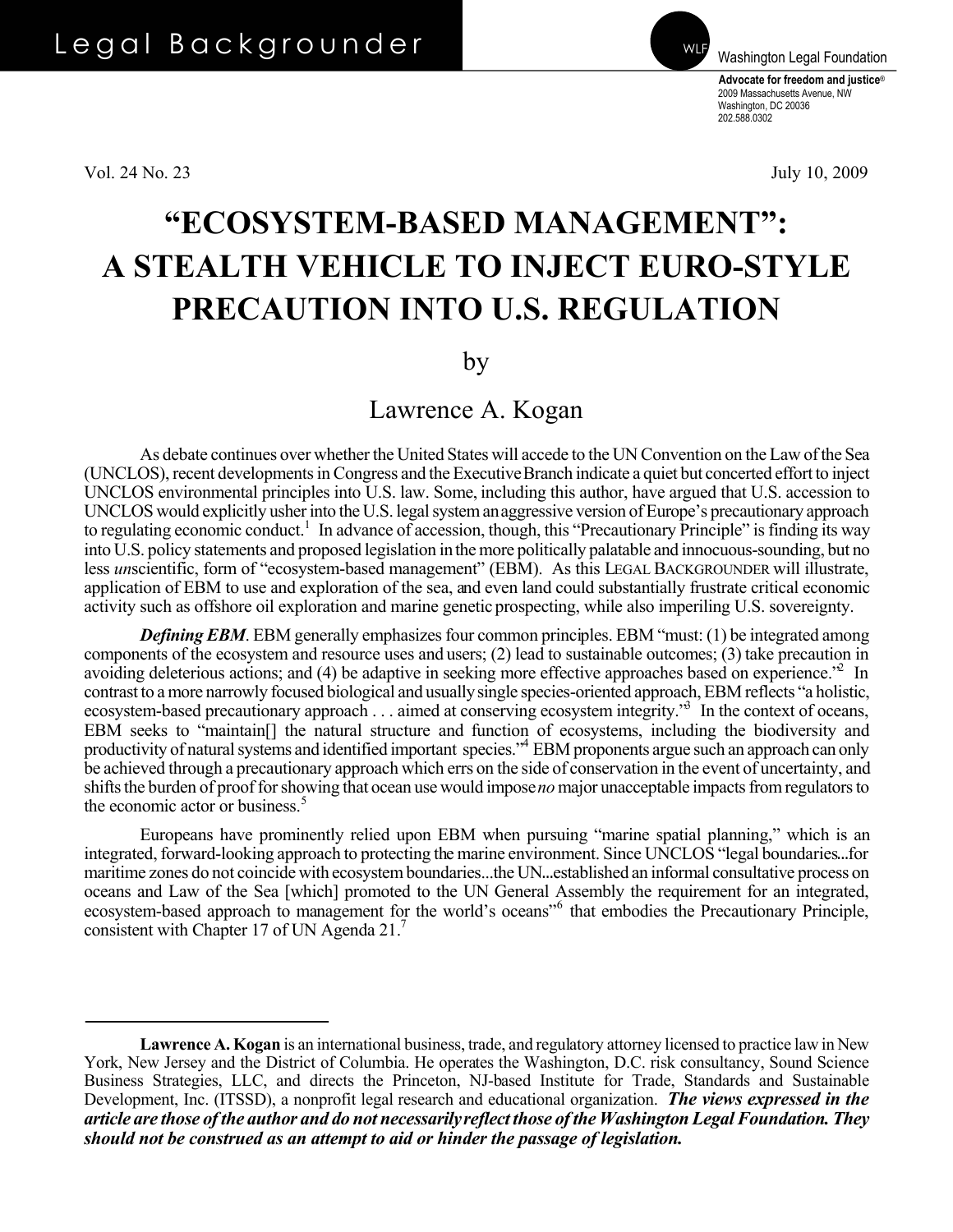Legal Backgrounder

Washington Legal Foundation

**Advocate for freedom and justice**®
2009 Massachusetts Avenue, NW
Washington, DC 20036
202.588.0302

Vol. 24 No. 23 July 10, 2009

# "ECOSYSTEM-BASED MANAGEMENT": A STEALTH VEHICLE TO INJECT EURO-STYLE PRECAUTION INTO U.S. REGULATION

by

Lawrence A. Kogan

As debate continues over whether the United States will accede to the UN Convention on the Law of the Sea (UNCLOS), recent developments in Congress and the Executive Branch indicate a quiet but concerted effort to inject UNCLOS environmental principles into U.S. law. Some, including this author, have argued that U.S. accession to UNCLOS would explicitly usher into the U.S. legal system an aggressive version of Europe's precautionary approach to regulating economic conduct.[1] In advance of accession, though, this "Precautionary Principle" is finding its way into U.S. policy statements and proposed legislation in the more politically palatable and innocuous-sounding, but no less *un*scientific, form of "ecosystem-based management" (EBM). As this LEGAL BACKGROUNDER will illustrate, application of EBM to use and exploration of the sea, and even land could substantially frustrate critical economic activity such as offshore oil exploration and marine genetic prospecting, while also imperiling U.S. sovereignty.

***Defining EBM***. EBM generally emphasizes four common principles. EBM "must: (1) be integrated among components of the ecosystem and resource uses and users; (2) lead to sustainable outcomes; (3) take precaution in avoiding deleterious actions; and (4) be adaptive in seeking more effective approaches based on experience."[2] In contrast to a more narrowly focused biological and usually single species-oriented approach, EBM reflects "a holistic, ecosystem-based precautionary approach . . . aimed at conserving ecosystem integrity."[3] In the context of oceans, EBM seeks to "maintain[] the natural structure and function of ecosystems, including the biodiversity and productivity of natural systems and identified important species."[4] EBM proponents argue such an approach can only be achieved through a precautionary approach which errs on the side of conservation in the event of uncertainty, and shifts the burden of proof for showing that ocean use would impose *no* major unacceptable impacts from regulators to the economic actor or business.[5]

Europeans have prominently relied upon EBM when pursuing "marine spatial planning," which is an integrated, forward-looking approach to protecting the marine environment. Since UNCLOS "legal boundaries...for maritime zones do not coincide with ecosystem boundaries...the UN...established an informal consultative process on oceans and Law of the Sea [which] promoted to the UN General Assembly the requirement for an integrated, ecosystem-based approach to management for the world's oceans"[6] that embodies the Precautionary Principle, consistent with Chapter 17 of UN Agenda 21.[7]

---

**Lawrence A. Kogan** is an international business, trade, and regulatory attorney licensed to practice law in New York, New Jersey and the District of Columbia. He operates the Washington, D.C. risk consultancy, Sound Science Business Strategies, LLC, and directs the Princeton, NJ-based Institute for Trade, Standards and Sustainable Development, Inc. (ITSSD), a nonprofit legal research and educational organization. ***The views expressed in the article are those of the author and do not necessarily reflect those of the Washington Legal Foundation. They should not be construed as an attempt to aid or hinder the passage of legislation.***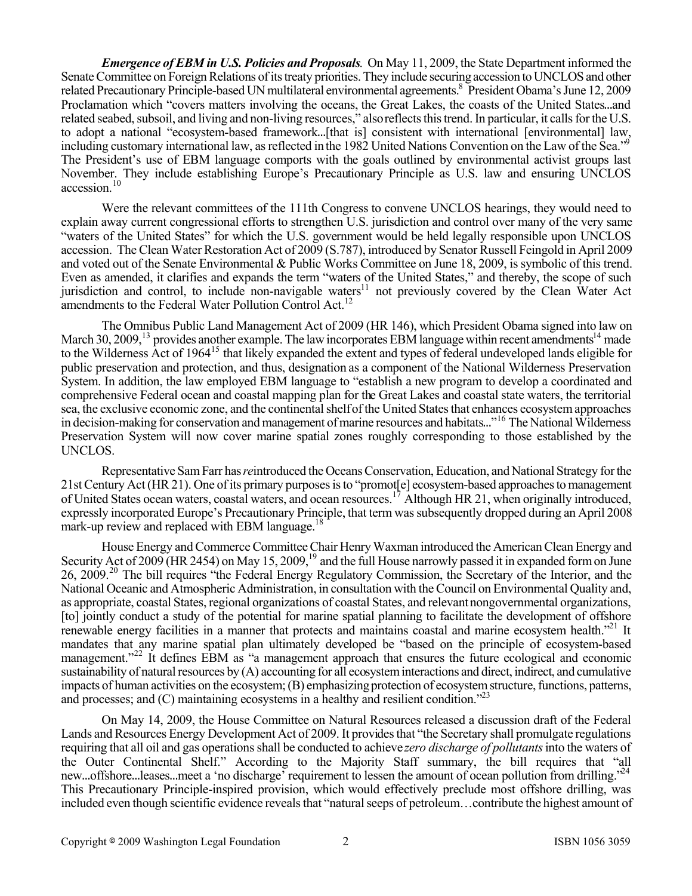***Emergence of EBM in U.S. Policies and Proposals*.** On May 11, 2009, the State Department informed the Senate Committee on Foreign Relations of its treaty priorities. They include securing accession to UNCLOS and other related Precautionary Principle-based UN multilateral environmental agreements.[8] President Obama's June 12, 2009 Proclamation which "covers matters involving the oceans, the Great Lakes, the coasts of the United States...and related seabed, subsoil, and living and non-living resources," also reflects this trend. In particular, it calls for the U.S. to adopt a national "ecosystem-based framework...[that is] consistent with international [environmental] law, including customary international law, as reflected in the 1982 United Nations Convention on the Law of the Sea."[9] The President's use of EBM language comports with the goals outlined by environmental activist groups last November. They include establishing Europe's Precautionary Principle as U.S. law and ensuring UNCLOS accession.[10]

Were the relevant committees of the 111th Congress to convene UNCLOS hearings, they would need to explain away current congressional efforts to strengthen U.S. jurisdiction and control over many of the very same "waters of the United States" for which the U.S. government would be held legally responsible upon UNCLOS accession. The Clean Water Restoration Act of 2009 (S.787), introduced by Senator Russell Feingold in April 2009 and voted out of the Senate Environmental & Public Works Committee on June 18, 2009, is symbolic of this trend. Even as amended, it clarifies and expands the term "waters of the United States," and thereby, the scope of such jurisdiction and control, to include non-navigable waters[11] not previously covered by the Clean Water Act amendments to the Federal Water Pollution Control Act.[12]

The Omnibus Public Land Management Act of 2009 (HR 146), which President Obama signed into law on March 30, 2009,[13] provides another example. The law incorporates EBM language within recent amendments[14] made to the Wilderness Act of 1964[15] that likely expanded the extent and types of federal undeveloped lands eligible for public preservation and protection, and thus, designation as a component of the National Wilderness Preservation System. In addition, the law employed EBM language to "establish a new program to develop a coordinated and comprehensive Federal ocean and coastal mapping plan for the Great Lakes and coastal state waters, the territorial sea, the exclusive economic zone, and the continental shelf of the United States that enhances ecosystem approaches in decision-making for conservation and management of marine resources and habitats..."[16] The National Wilderness Preservation System will now cover marine spatial zones roughly corresponding to those established by the UNCLOS.

Representative Sam Farr has *re*introduced the Oceans Conservation, Education, and National Strategy for the 21st Century Act (HR 21). One of its primary purposes is to "promot[e] ecosystem-based approaches to management of United States ocean waters, coastal waters, and ocean resources.[17] Although HR 21, when originally introduced, expressly incorporated Europe's Precautionary Principle, that term was subsequently dropped during an April 2008 mark-up review and replaced with EBM language.[18]

House Energy and Commerce Committee Chair Henry Waxman introduced the American Clean Energy and Security Act of 2009 (HR 2454) on May 15, 2009,[19] and the full House narrowly passed it in expanded form on June 26, 2009.[20] The bill requires "the Federal Energy Regulatory Commission, the Secretary of the Interior, and the National Oceanic and Atmospheric Administration, in consultation with the Council on Environmental Quality and, as appropriate, coastal States, regional organizations of coastal States, and relevant nongovernmental organizations, [to] jointly conduct a study of the potential for marine spatial planning to facilitate the development of offshore renewable energy facilities in a manner that protects and maintains coastal and marine ecosystem health."[21] It mandates that any marine spatial plan ultimately developed be "based on the principle of ecosystem-based management."[22] It defines EBM as "a management approach that ensures the future ecological and economic sustainability of natural resources by (A) accounting for all ecosystem interactions and direct, indirect, and cumulative impacts of human activities on the ecosystem; (B) emphasizing protection of ecosystem structure, functions, patterns, and processes; and (C) maintaining ecosystems in a healthy and resilient condition."[23]

On May 14, 2009, the House Committee on Natural Resources released a discussion draft of the Federal Lands and Resources Energy Development Act of 2009. It provides that "the Secretary shall promulgate regulations requiring that all oil and gas operations shall be conducted to achieve *zero discharge of pollutants* into the waters of the Outer Continental Shelf." According to the Majority Staff summary, the bill requires that "all new...offshore...leases...meet a 'no discharge' requirement to lessen the amount of ocean pollution from drilling."[24] This Precautionary Principle-inspired provision, which would effectively preclude most offshore drilling, was included even though scientific evidence reveals that "natural seeps of petroleum…contribute the highest amount of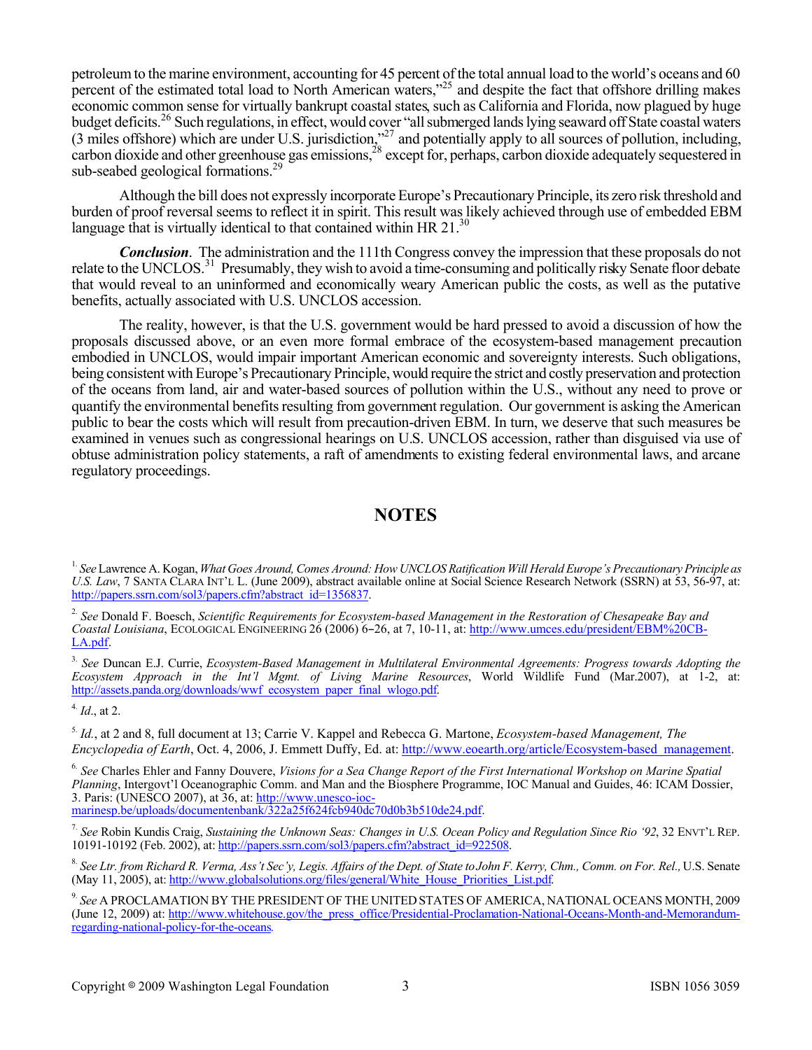petroleum to the marine environment, accounting for 45 percent of the total annual load to the world's oceans and 60 percent of the estimated total load to North American waters,"[25] and despite the fact that offshore drilling makes economic common sense for virtually bankrupt coastal states, such as California and Florida, now plagued by huge budget deficits.[26] Such regulations, in effect, would cover "all submerged lands lying seaward off State coastal waters (3 miles offshore) which are under U.S. jurisdiction,"[27] and potentially apply to all sources of pollution, including, carbon dioxide and other greenhouse gas emissions,[28] except for, perhaps, carbon dioxide adequately sequestered in sub-seabed geological formations.[29]

Although the bill does not expressly incorporate Europe's Precautionary Principle, its zero risk threshold and burden of proof reversal seems to reflect it in spirit. This result was likely achieved through use of embedded EBM language that is virtually identical to that contained within HR 21.[30]

***Conclusion***. The administration and the 111th Congress convey the impression that these proposals do not relate to the UNCLOS.[31] Presumably, they wish to avoid a time-consuming and politically risky Senate floor debate that would reveal to an uninformed and economically weary American public the costs, as well as the putative benefits, actually associated with U.S. UNCLOS accession.

The reality, however, is that the U.S. government would be hard pressed to avoid a discussion of how the proposals discussed above, or an even more formal embrace of the ecosystem-based management precaution embodied in UNCLOS, would impair important American economic and sovereignty interests. Such obligations, being consistent with Europe's Precautionary Principle, would require the strict and costly preservation and protection of the oceans from land, air and water-based sources of pollution within the U.S., without any need to prove or quantify the environmental benefits resulting from government regulation. Our government is asking the American public to bear the costs which will result from precaution-driven EBM. In turn, we deserve that such measures be examined in venues such as congressional hearings on U.S. UNCLOS accession, rather than disguised via use of obtuse administration policy statements, a raft of amendments to existing federal environmental laws, and arcane regulatory proceedings.

## NOTES

1. *See* Lawrence A. Kogan, *What Goes Around, Comes Around: How UNCLOS Ratification Will Herald Europe's Precautionary Principle as U.S. Law*, 7 SANTA CLARA INT'L L. (June 2009), abstract available online at Social Science Research Network (SSRN) at 53, 56-97, at: http://papers.ssrn.com/sol3/papers.cfm?abstract_id=1356837.

2. *See* Donald F. Boesch, *Scientific Requirements for Ecosystem-based Management in the Restoration of Chesapeake Bay and Coastal Louisiana*, ECOLOGICAL ENGINEERING 26 (2006) 6–26, at 7, 10-11, at: http://www.umces.edu/president/EBM%20CB-LA.pdf.

3. *See* Duncan E.J. Currie, *Ecosystem-Based Management in Multilateral Environmental Agreements: Progress towards Adopting the Ecosystem Approach in the Int'l Mgmt. of Living Marine Resources*, World Wildlife Fund (Mar.2007), at 1-2, at: http://assets.panda.org/downloads/wwf_ecosystem_paper_final_wlogo.pdf.

4. *Id*., at 2.

5. *Id.*, at 2 and 8, full document at 13; Carrie V. Kappel and Rebecca G. Martone, *Ecosystem-based Management, The Encyclopedia of Earth*, Oct. 4, 2006, J. Emmett Duffy, Ed. at: http://www.eoearth.org/article/Ecosystem-based_management.

6. *See* Charles Ehler and Fanny Douvere, *Visions for a Sea Change Report of the First International Workshop on Marine Spatial Planning*, Intergovt'l Oceanographic Comm. and Man and the Biosphere Programme, IOC Manual and Guides, 46: ICAM Dossier, 3. Paris: (UNESCO 2007), at 36, at: http://www.unesco-ioc-marinesp.be/uploads/documentenbank/322a25f624fcb940dc70d0b3b510de24.pdf.

7. *See* Robin Kundis Craig, *Sustaining the Unknown Seas: Changes in U.S. Ocean Policy and Regulation Since Rio '92*, 32 ENVT'L REP. 10191-10192 (Feb. 2002), at: http://papers.ssrn.com/sol3/papers.cfm?abstract_id=922508.

8. *See Ltr. from Richard R. Verma, Ass't Sec'y, Legis. Affairs of the Dept. of State to John F. Kerry, Chm., Comm. on For. Rel.,* U.S. Senate (May 11, 2005), at: http://www.globalsolutions.org/files/general/White_House_Priorities_List.pdf.

9. *See* A PROCLAMATION BY THE PRESIDENT OF THE UNITED STATES OF AMERICA, NATIONAL OCEANS MONTH, 2009 (June 12, 2009) at: http://www.whitehouse.gov/the_press_office/Presidential-Proclamation-National-Oceans-Month-and-Memorandum-regarding-national-policy-for-the-oceans.

Copyright © 2009 Washington Legal Foundation ISBN 1056 3059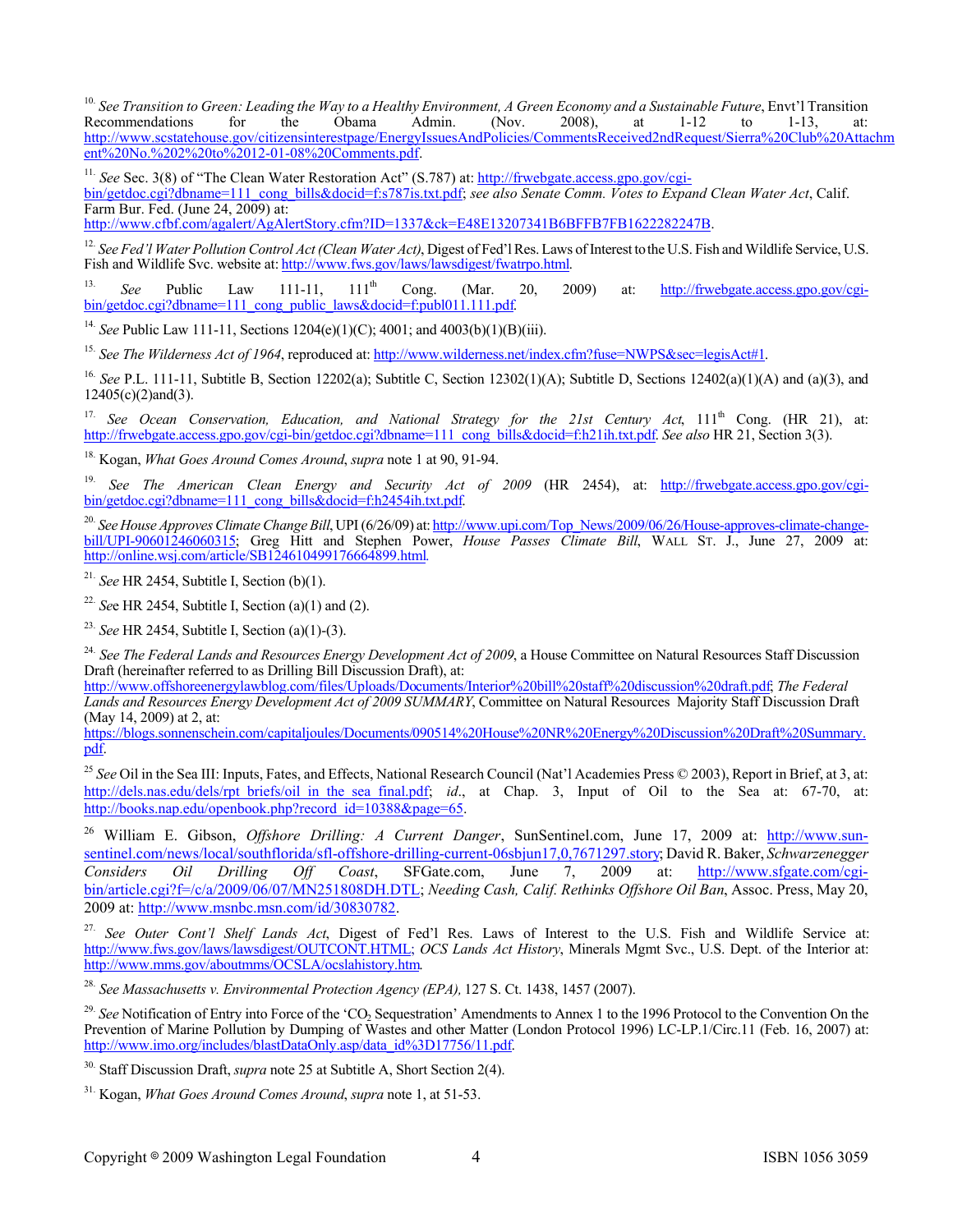10. *See Transition to Green: Leading the Way to a Healthy Environment, A Green Economy and a Sustainable Future*, Envt'l Transition Recommendations for the Obama Admin. (Nov. 2008), at 1-12 to 1-13, at: http://www.scstatehouse.gov/citizensinterestpage/EnergyIssuesAndPolicies/CommentsReceived2ndRequest/Sierra%20Club%20Attachment%20No.%202%20to%2012-01-08%20Comments.pdf.

11. *See* Sec. 3(8) of "The Clean Water Restoration Act" (S.787) at: http://frwebgate.access.gpo.gov/cgi-bin/getdoc.cgi?dbname=111_cong_bills&docid=f:s787is.txt.pdf; *see also Senate Comm. Votes to Expand Clean Water Act*, Calif. Farm Bur. Fed. (June 24, 2009) at: http://www.cfbf.com/agalert/AgAlertStory.cfm?ID=1337&ck=E48E13207341B6BFFB7FB1622282247B.

12. *See Fed'l Water Pollution Control Act (Clean Water Act)*, Digest of Fed'l Res. Laws of Interest to the U.S. Fish and Wildlife Service, U.S. Fish and Wildlife Svc. website at: http://www.fws.gov/laws/lawsdigest/fwatrpo.html.

13. *See* Public Law 111-11, 111th Cong. (Mar. 20, 2009) at: http://frwebgate.access.gpo.gov/cgi-bin/getdoc.cgi?dbname=111_cong_public_laws&docid=f:publ011.111.pdf.

14. *See* Public Law 111-11, Sections 1204(e)(1)(C); 4001; and 4003(b)(1)(B)(iii).

15. *See The Wilderness Act of 1964*, reproduced at: http://www.wilderness.net/index.cfm?fuse=NWPS&sec=legisAct#1.

16. *See* P.L. 111-11, Subtitle B, Section 12202(a); Subtitle C, Section 12302(1)(A); Subtitle D, Sections 12402(a)(1)(A) and (a)(3), and 12405(c)(2)and(3).

17. *See Ocean Conservation, Education, and National Strategy for the 21st Century Act*, 111th Cong. (HR 21), at: http://frwebgate.access.gpo.gov/cgi-bin/getdoc.cgi?dbname=111_cong_bills&docid=f:h21ih.txt.pdf. *See also* HR 21, Section 3(3).

18. Kogan, *What Goes Around Comes Around*, *supra* note 1 at 90, 91-94.

19. *See The American Clean Energy and Security Act of 2009* (HR 2454), at: http://frwebgate.access.gpo.gov/cgi-bin/getdoc.cgi?dbname=111_cong_bills&docid=f:h2454ih.txt.pdf.

20. *See House Approves Climate Change Bill*, UPI (6/26/09) at: http://www.upi.com/Top_News/2009/06/26/House-approves-climate-change-bill/UPI-90601246060315; Greg Hitt and Stephen Power, *House Passes Climate Bill*, WALL ST. J., June 27, 2009 at: http://online.wsj.com/article/SB124610499176664899.html.

21. *See* HR 2454, Subtitle I, Section (b)(1).

22. *See* HR 2454, Subtitle I, Section (a)(1) and (2).

23. *See* HR 2454, Subtitle I, Section (a)(1)-(3).

24. *See The Federal Lands and Resources Energy Development Act of 2009*, a House Committee on Natural Resources Staff Discussion Draft (hereinafter referred to as Drilling Bill Discussion Draft), at: http://www.offshoreenergylawblog.com/files/Uploads/Documents/Interior%20bill%20staff%20discussion%20draft.pdf; *The Federal Lands and Resources Energy Development Act of 2009 SUMMARY*, Committee on Natural Resources Majority Staff Discussion Draft (May 14, 2009) at 2, at: https://blogs.sonnenschein.com/capitaljoules/Documents/090514%20House%20NR%20Energy%20Discussion%20Draft%20Summary.pdf.

25. *See* Oil in the Sea III: Inputs, Fates, and Effects, National Research Council (Nat'l Academies Press © 2003), Report in Brief, at 3, at: http://dels.nas.edu/dels/rpt_briefs/oil_in_the_sea_final.pdf; *id*., at Chap. 3, Input of Oil to the Sea at: 67-70, at: http://books.nap.edu/openbook.php?record_id=10388&page=65.

26. William E. Gibson, *Offshore Drilling: A Current Danger*, SunSentinel.com, June 17, 2009 at: http://www.sun-sentinel.com/news/local/southflorida/sfl-offshore-drilling-current-06sbjun17,0,7671297.story; David R. Baker, *Schwarzenegger Considers Oil Drilling Off Coast*, SFGate.com, June 7, 2009 at: http://www.sfgate.com/cgi-bin/article.cgi?f=/c/a/2009/06/07/MN251808DH.DTL; *Needing Cash, Calif. Rethinks Offshore Oil Ban*, Assoc. Press, May 20, 2009 at: http://www.msnbc.msn.com/id/30830782.

27. *See Outer Cont'l Shelf Lands Act*, Digest of Fed'l Res. Laws of Interest to the U.S. Fish and Wildlife Service at: http://www.fws.gov/laws/lawsdigest/OUTCONT.HTML; *OCS Lands Act History*, Minerals Mgmt Svc., U.S. Dept. of the Interior at: http://www.mms.gov/aboutmms/OCSLA/ocslahistory.htm.

28. *See Massachusetts v. Environmental Protection Agency (EPA),* 127 S. Ct. 1438, 1457 (2007).

29. *See* Notification of Entry into Force of the '$CO_2$ Sequestration' Amendments to Annex 1 to the 1996 Protocol to the Convention On the Prevention of Marine Pollution by Dumping of Wastes and other Matter (London Protocol 1996) LC-LP.1/Circ.11 (Feb. 16, 2007) at: http://www.imo.org/includes/blastDataOnly.asp/data_id%3D17756/11.pdf.

30. Staff Discussion Draft, *supra* note 25 at Subtitle A, Short Section 2(4).

31. Kogan, *What Goes Around Comes Around*, *supra* note 1, at 51-53.

Copyright © 2009 Washington Legal Foundation ISBN 1056 3059